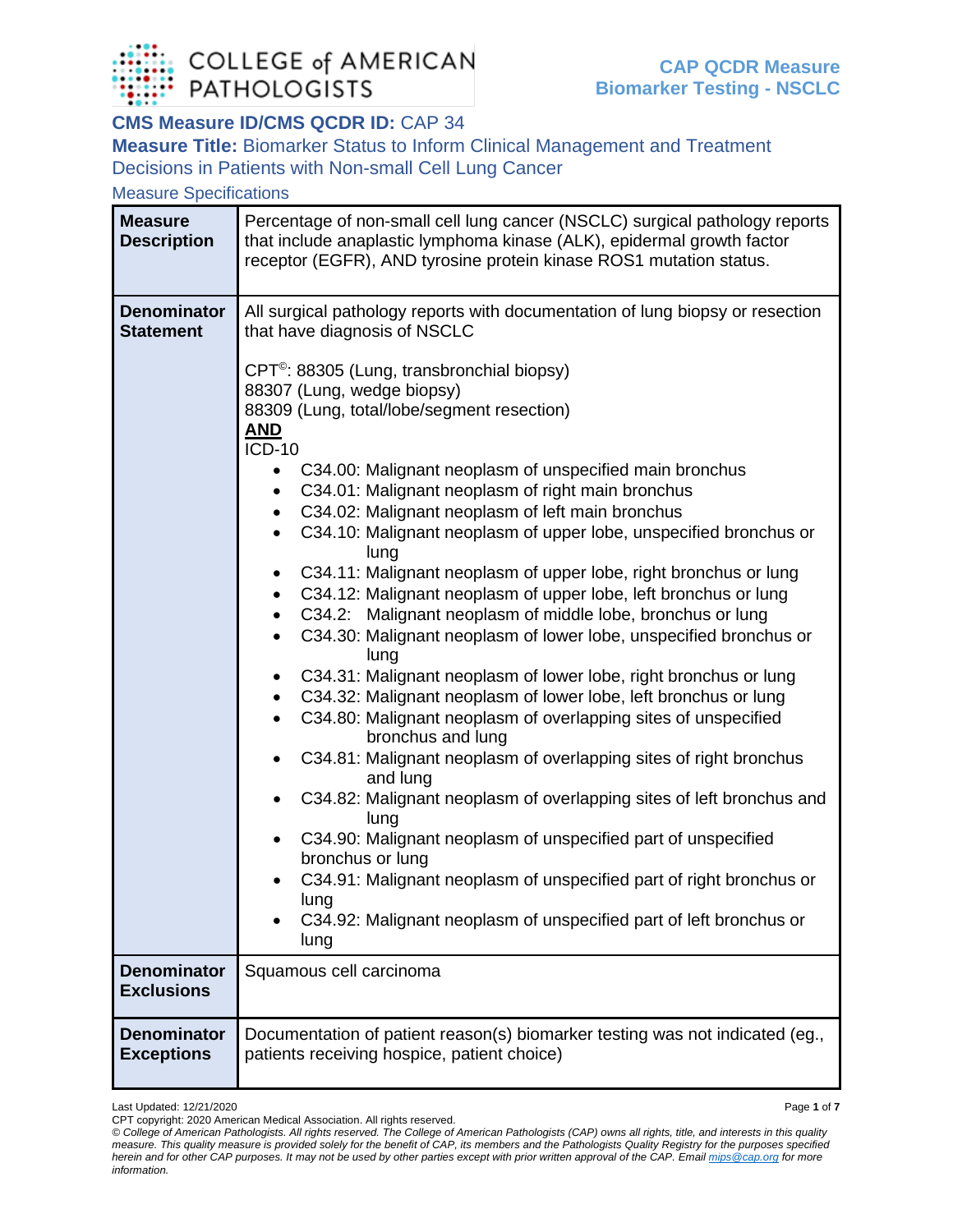# CAP QCDR Measure
# Biomarker Testing - NSCLC

**CMS Measure ID/CMS QCDR ID:** CAP 34

**Measure Title:** Biomarker Status to Inform Clinical Management and Treatment Decisions in Patients with Non-small Cell Lung Cancer

## Measure Specifications

| | |
|---|---|
| **Measure Description** | Percentage of non-small cell lung cancer (NSCLC) surgical pathology reports that include anaplastic lymphoma kinase (ALK), epidermal growth factor receptor (EGFR), AND tyrosine protein kinase ROS1 mutation status. |
| **Denominator Statement** | All surgical pathology reports with documentation of lung biopsy or resection that have diagnosis of NSCLC<br><br>CPT©: 88305 (Lung, transbronchial biopsy)<br>88307 (Lung, wedge biopsy)<br>88309 (Lung, total/lobe/segment resection)<br>**AND**<br>ICD-10<br>• C34.00: Malignant neoplasm of unspecified main bronchus<br>• C34.01: Malignant neoplasm of right main bronchus<br>• C34.02: Malignant neoplasm of left main bronchus<br>• C34.10: Malignant neoplasm of upper lobe, unspecified bronchus or lung<br>• C34.11: Malignant neoplasm of upper lobe, right bronchus or lung<br>• C34.12: Malignant neoplasm of upper lobe, left bronchus or lung<br>• C34.2: Malignant neoplasm of middle lobe, bronchus or lung<br>• C34.30: Malignant neoplasm of lower lobe, unspecified bronchus or lung<br>• C34.31: Malignant neoplasm of lower lobe, right bronchus or lung<br>• C34.32: Malignant neoplasm of lower lobe, left bronchus or lung<br>• C34.80: Malignant neoplasm of overlapping sites of unspecified bronchus and lung<br>• C34.81: Malignant neoplasm of overlapping sites of right bronchus and lung<br>• C34.82: Malignant neoplasm of overlapping sites of left bronchus and lung<br>• C34.90: Malignant neoplasm of unspecified part of unspecified bronchus or lung<br>• C34.91: Malignant neoplasm of unspecified part of right bronchus or lung<br>• C34.92: Malignant neoplasm of unspecified part of left bronchus or lung |
| **Denominator Exclusions** | Squamous cell carcinoma |
| **Denominator Exceptions** | Documentation of patient reason(s) biomarker testing was not indicated (eg., patients receiving hospice, patient choice) |

Last Updated: 12/21/2020

CPT copyright: 2020 American Medical Association. All rights reserved.

*© College of American Pathologists. All rights reserved. The College of American Pathologists (CAP) owns all rights, title, and interests in this quality measure. This quality measure is provided solely for the benefit of CAP, its members and the Pathologists Quality Registry for the purposes specified herein and for other CAP purposes. It may not be used by other parties except with prior written approval of the CAP. Email mips@cap.org for more information.*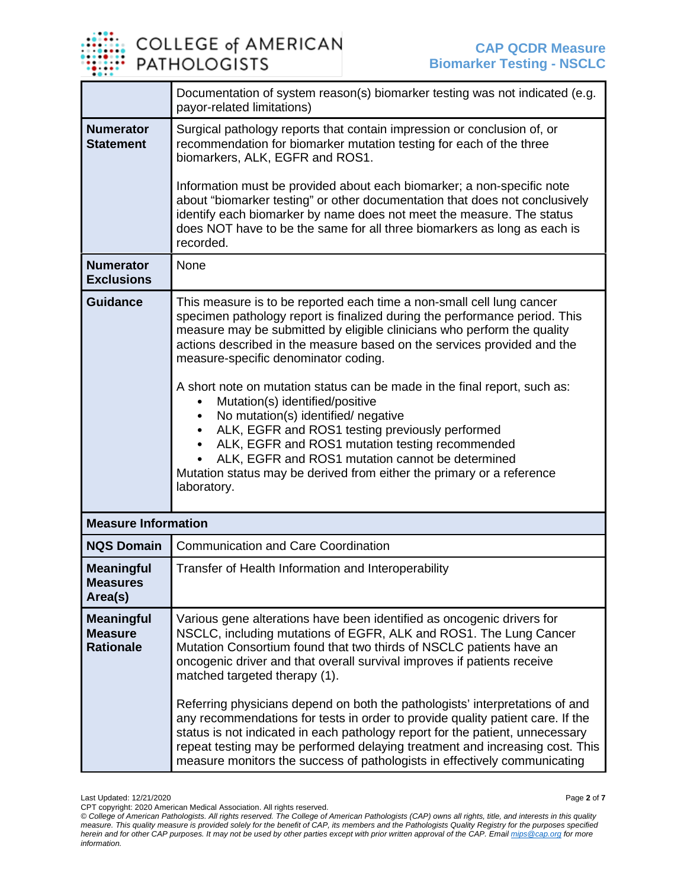| | |
|---|---|
| | Documentation of system reason(s) biomarker testing was not indicated (e.g. payor-related limitations) |
| **Numerator Statement** | Surgical pathology reports that contain impression or conclusion of, or recommendation for biomarker mutation testing for each of the three biomarkers, ALK, EGFR and ROS1.<br><br>Information must be provided about each biomarker; a non-specific note about "biomarker testing" or other documentation that does not conclusively identify each biomarker by name does not meet the measure. The status does NOT have to be the same for all three biomarkers as long as each is recorded. |
| **Numerator Exclusions** | None |
| **Guidance** | This measure is to be reported each time a non-small cell lung cancer specimen pathology report is finalized during the performance period. This measure may be submitted by eligible clinicians who perform the quality actions described in the measure based on the services provided and the measure-specific denominator coding.<br><br>A short note on mutation status can be made in the final report, such as:<br>• Mutation(s) identified/positive<br>• No mutation(s) identified/ negative<br>• ALK, EGFR and ROS1 testing previously performed<br>• ALK, EGFR and ROS1 mutation testing recommended<br>• ALK, EGFR and ROS1 mutation cannot be determined<br>Mutation status may be derived from either the primary or a reference laboratory. |
| **Measure Information** | |
| **NQS Domain** | Communication and Care Coordination |
| **Meaningful Measures Area(s)** | Transfer of Health Information and Interoperability |
| **Meaningful Measure Rationale** | Various gene alterations have been identified as oncogenic drivers for NSCLC, including mutations of EGFR, ALK and ROS1. The Lung Cancer Mutation Consortium found that two thirds of NSCLC patients have an oncogenic driver and that overall survival improves if patients receive matched targeted therapy (1).<br><br>Referring physicians depend on both the pathologists' interpretations of and any recommendations for tests in order to provide quality patient care. If the status is not indicated in each pathology report for the patient, unnecessary repeat testing may be performed delaying treatment and increasing cost. This measure monitors the success of pathologists in effectively communicating |

Last Updated: 12/21/2020

CPT copyright: 2020 American Medical Association. All rights reserved.

*© College of American Pathologists. All rights reserved. The College of American Pathologists (CAP) owns all rights, title, and interests in this quality measure. This quality measure is provided solely for the benefit of CAP, its members and the Pathologists Quality Registry for the purposes specified herein and for other CAP purposes. It may not be used by other parties except with prior written approval of the CAP. Email mips@cap.org for more information.*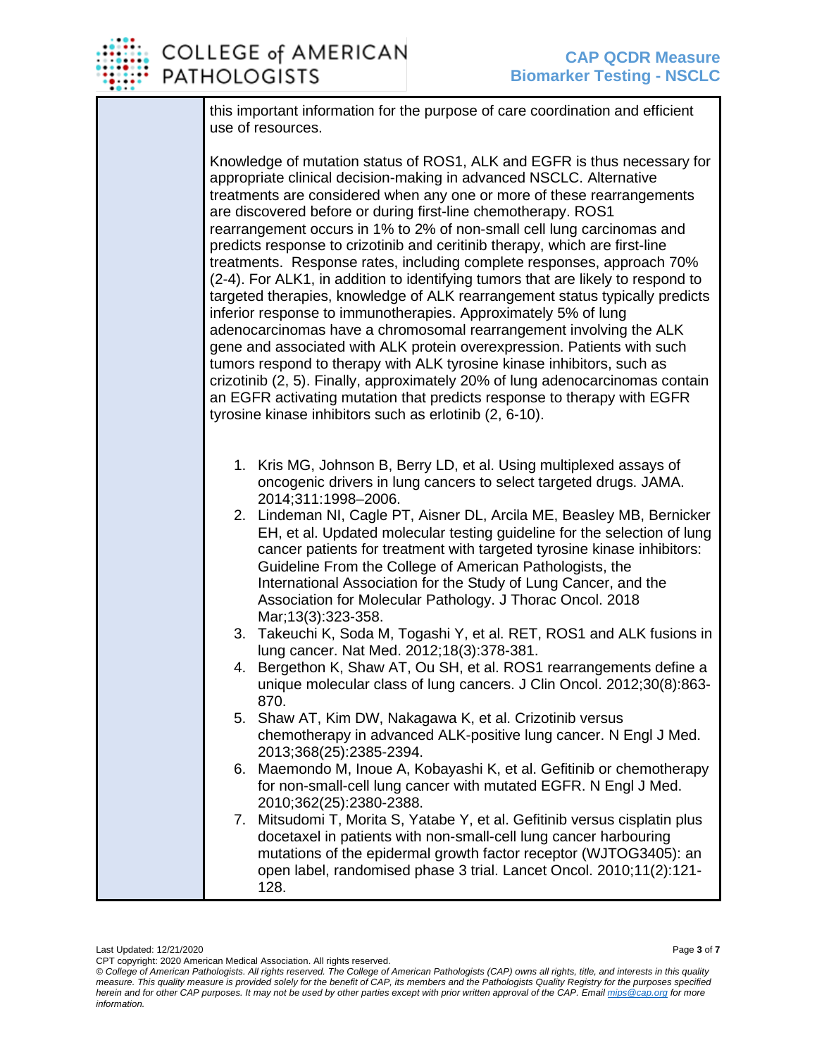this important information for the purpose of care coordination and efficient use of resources.

Knowledge of mutation status of ROS1, ALK and EGFR is thus necessary for appropriate clinical decision-making in advanced NSCLC. Alternative treatments are considered when any one or more of these rearrangements are discovered before or during first-line chemotherapy. ROS1 rearrangement occurs in 1% to 2% of non-small cell lung carcinomas and predicts response to crizotinib and ceritinib therapy, which are first-line treatments. Response rates, including complete responses, approach 70% (2-4). For ALK1, in addition to identifying tumors that are likely to respond to targeted therapies, knowledge of ALK rearrangement status typically predicts inferior response to immunotherapies. Approximately 5% of lung adenocarcinomas have a chromosomal rearrangement involving the ALK gene and associated with ALK protein overexpression. Patients with such tumors respond to therapy with ALK tyrosine kinase inhibitors, such as crizotinib (2, 5). Finally, approximately 20% of lung adenocarcinomas contain an EGFR activating mutation that predicts response to therapy with EGFR tyrosine kinase inhibitors such as erlotinib (2, 6-10).

1. Kris MG, Johnson B, Berry LD, et al. Using multiplexed assays of oncogenic drivers in lung cancers to select targeted drugs. JAMA. 2014;311:1998–2006.
2. Lindeman NI, Cagle PT, Aisner DL, Arcila ME, Beasley MB, Bernicker EH, et al. Updated molecular testing guideline for the selection of lung cancer patients for treatment with targeted tyrosine kinase inhibitors: Guideline From the College of American Pathologists, the International Association for the Study of Lung Cancer, and the Association for Molecular Pathology. J Thorac Oncol. 2018 Mar;13(3):323-358.
3. Takeuchi K, Soda M, Togashi Y, et al. RET, ROS1 and ALK fusions in lung cancer. Nat Med. 2012;18(3):378-381.
4. Bergethon K, Shaw AT, Ou SH, et al. ROS1 rearrangements define a unique molecular class of lung cancers. J Clin Oncol. 2012;30(8):863-870.
5. Shaw AT, Kim DW, Nakagawa K, et al. Crizotinib versus chemotherapy in advanced ALK-positive lung cancer. N Engl J Med. 2013;368(25):2385-2394.
6. Maemondo M, Inoue A, Kobayashi K, et al. Gefitinib or chemotherapy for non-small-cell lung cancer with mutated EGFR. N Engl J Med. 2010;362(25):2380-2388.
7. Mitsudomi T, Morita S, Yatabe Y, et al. Gefitinib versus cisplatin plus docetaxel in patients with non-small-cell lung cancer harbouring mutations of the epidermal growth factor receptor (WJTOG3405): an open label, randomised phase 3 trial. Lancet Oncol. 2010;11(2):121-128.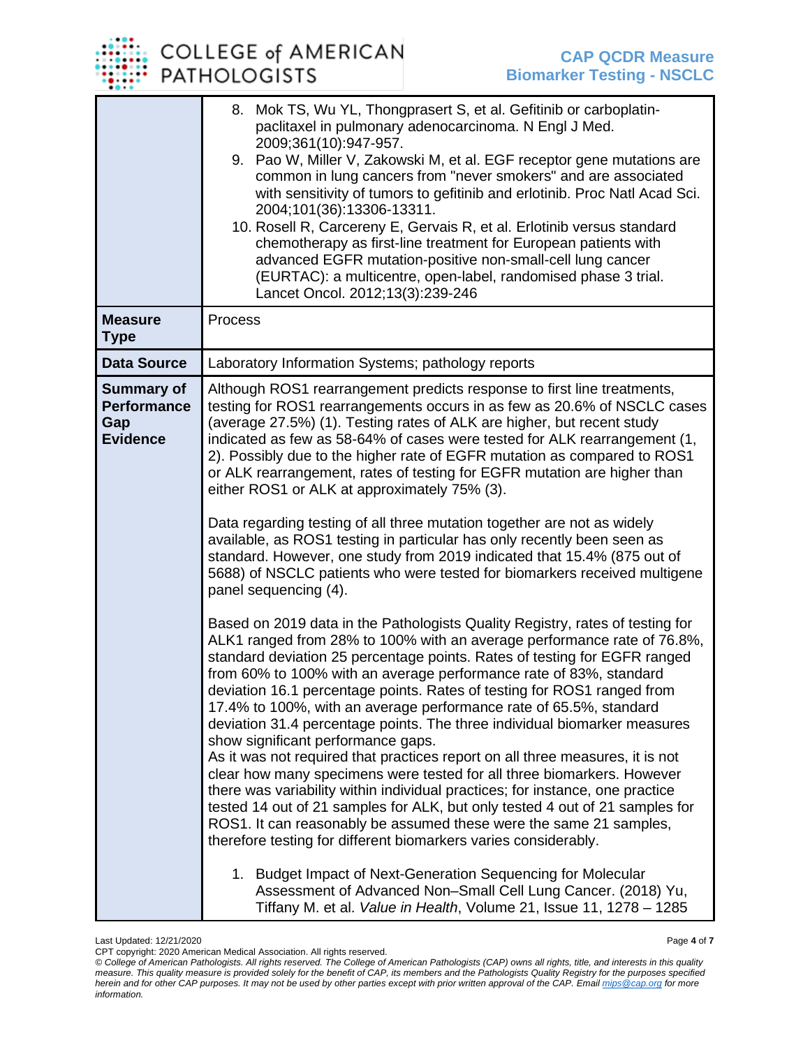| | |
|---|---|
| | 8. Mok TS, Wu YL, Thongprasert S, et al. Gefitinib or carboplatin-paclitaxel in pulmonary adenocarcinoma. N Engl J Med. 2009;361(10):947-957.<br>9. Pao W, Miller V, Zakowski M, et al. EGF receptor gene mutations are common in lung cancers from "never smokers" and are associated with sensitivity of tumors to gefitinib and erlotinib. Proc Natl Acad Sci. 2004;101(36):13306-13311.<br>10. Rosell R, Carcereny E, Gervais R, et al. Erlotinib versus standard chemotherapy as first-line treatment for European patients with advanced EGFR mutation-positive non-small-cell lung cancer (EURTAC): a multicentre, open-label, randomised phase 3 trial. Lancet Oncol. 2012;13(3):239-246 |
| **Measure Type** | Process |
| **Data Source** | Laboratory Information Systems; pathology reports |
| **Summary of Performance Gap Evidence** | Although ROS1 rearrangement predicts response to first line treatments, testing for ROS1 rearrangements occurs in as few as 20.6% of NSCLC cases (average 27.5%) (1). Testing rates of ALK are higher, but recent study indicated as few as 58-64% of cases were tested for ALK rearrangement (1, 2). Possibly due to the higher rate of EGFR mutation as compared to ROS1 or ALK rearrangement, rates of testing for EGFR mutation are higher than either ROS1 or ALK at approximately 75% (3).<br><br>Data regarding testing of all three mutation together are not as widely available, as ROS1 testing in particular has only recently been seen as standard. However, one study from 2019 indicated that 15.4% (875 out of 5688) of NSCLC patients who were tested for biomarkers received multigene panel sequencing (4).<br><br>Based on 2019 data in the Pathologists Quality Registry, rates of testing for ALK1 ranged from 28% to 100% with an average performance rate of 76.8%, standard deviation 25 percentage points. Rates of testing for EGFR ranged from 60% to 100% with an average performance rate of 83%, standard deviation 16.1 percentage points. Rates of testing for ROS1 ranged from 17.4% to 100%, with an average performance rate of 65.5%, standard deviation 31.4 percentage points. The three individual biomarker measures show significant performance gaps.<br>As it was not required that practices report on all three measures, it is not clear how many specimens were tested for all three biomarkers. However there was variability within individual practices; for instance, one practice tested 14 out of 21 samples for ALK, but only tested 4 out of 21 samples for ROS1. It can reasonably be assumed these were the same 21 samples, therefore testing for different biomarkers varies considerably.<br><br>1. Budget Impact of Next-Generation Sequencing for Molecular Assessment of Advanced Non–Small Cell Lung Cancer. (2018) Yu, Tiffany M. et al. *Value in Health*, Volume 21, Issue 11, 1278 – 1285 |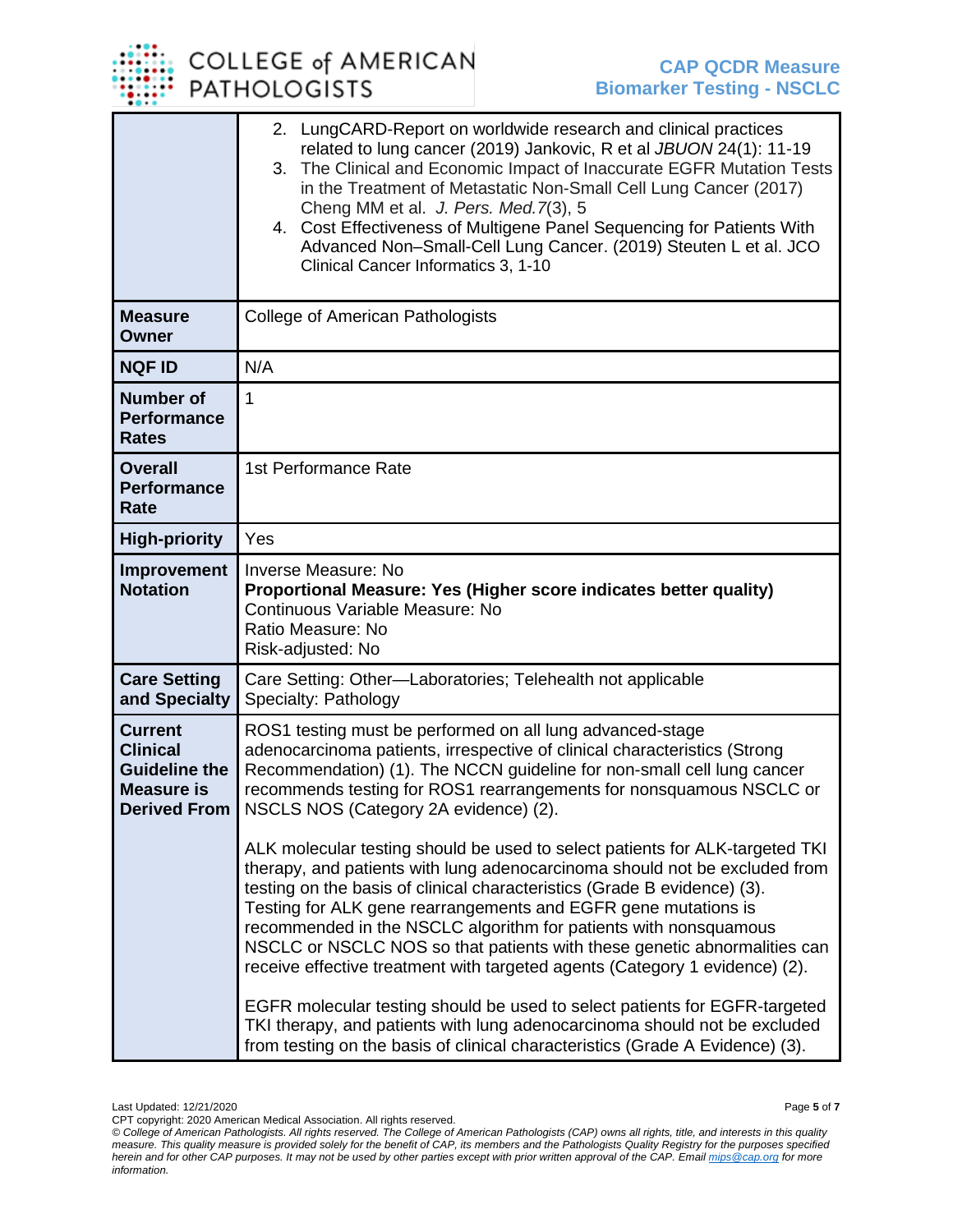| | |
|---|---|
| | 2. LungCARD-Report on worldwide research and clinical practices related to lung cancer (2019) Jankovic, R et al *JBUON* 24(1): 11-19<br>3. The Clinical and Economic Impact of Inaccurate EGFR Mutation Tests in the Treatment of Metastatic Non-Small Cell Lung Cancer (2017) Cheng MM et al. *J. Pers. Med.*7(3), 5<br>4. Cost Effectiveness of Multigene Panel Sequencing for Patients With Advanced Non–Small-Cell Lung Cancer. (2019) Steuten L et al. JCO Clinical Cancer Informatics 3, 1-10 |
| **Measure Owner** | College of American Pathologists |
| **NQF ID** | N/A |
| **Number of Performance Rates** | 1 |
| **Overall Performance Rate** | 1st Performance Rate |
| **High-priority** | Yes |
| **Improvement Notation** | Inverse Measure: No<br>**Proportional Measure: Yes (Higher score indicates better quality)**<br>Continuous Variable Measure: No<br>Ratio Measure: No<br>Risk-adjusted: No |
| **Care Setting and Specialty** | Care Setting: Other—Laboratories; Telehealth not applicable<br>Specialty: Pathology |
| **Current Clinical Guideline the Measure is Derived From** | ROS1 testing must be performed on all lung advanced-stage adenocarcinoma patients, irrespective of clinical characteristics (Strong Recommendation) (1). The NCCN guideline for non-small cell lung cancer recommends testing for ROS1 rearrangements for nonsquamous NSCLC or NSCLS NOS (Category 2A evidence) (2).<br><br>ALK molecular testing should be used to select patients for ALK-targeted TKI therapy, and patients with lung adenocarcinoma should not be excluded from testing on the basis of clinical characteristics (Grade B evidence) (3). Testing for ALK gene rearrangements and EGFR gene mutations is recommended in the NSCLC algorithm for patients with nonsquamous NSCLC or NSCLC NOS so that patients with these genetic abnormalities can receive effective treatment with targeted agents (Category 1 evidence) (2).<br><br>EGFR molecular testing should be used to select patients for EGFR-targeted TKI therapy, and patients with lung adenocarcinoma should not be excluded from testing on the basis of clinical characteristics (Grade A Evidence) (3). |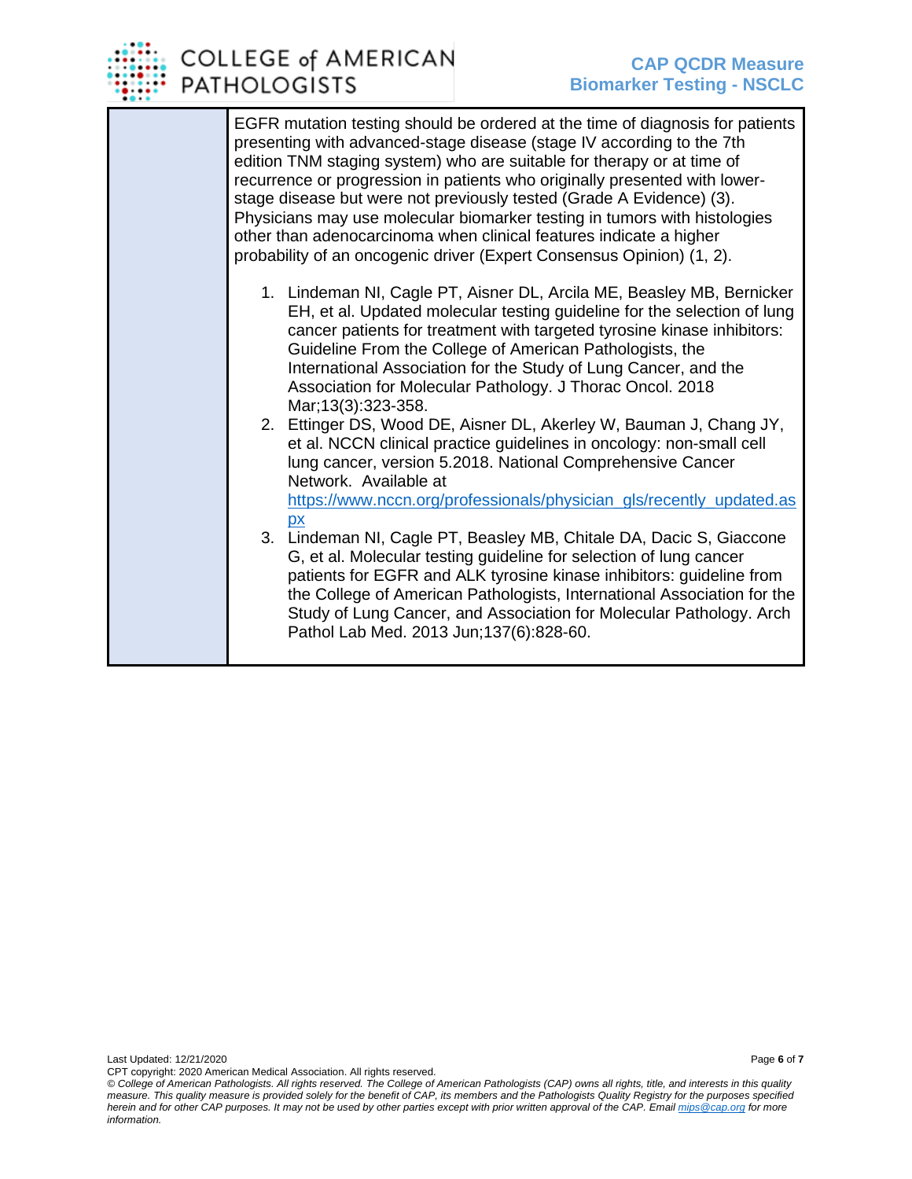EGFR mutation testing should be ordered at the time of diagnosis for patients presenting with advanced-stage disease (stage IV according to the 7th edition TNM staging system) who are suitable for therapy or at time of recurrence or progression in patients who originally presented with lower-stage disease but were not previously tested (Grade A Evidence) (3). Physicians may use molecular biomarker testing in tumors with histologies other than adenocarcinoma when clinical features indicate a higher probability of an oncogenic driver (Expert Consensus Opinion) (1, 2).

1. Lindeman NI, Cagle PT, Aisner DL, Arcila ME, Beasley MB, Bernicker EH, et al. Updated molecular testing guideline for the selection of lung cancer patients for treatment with targeted tyrosine kinase inhibitors: Guideline From the College of American Pathologists, the International Association for the Study of Lung Cancer, and the Association for Molecular Pathology. J Thorac Oncol. 2018 Mar;13(3):323-358.
2. Ettinger DS, Wood DE, Aisner DL, Akerley W, Bauman J, Chang JY, et al. NCCN clinical practice guidelines in oncology: non-small cell lung cancer, version 5.2018. National Comprehensive Cancer Network. Available at [https://www.nccn.org/professionals/physician_gls/recently_updated.aspx](https://www.nccn.org/professionals/physician_gls/recently_updated.aspx)
3. Lindeman NI, Cagle PT, Beasley MB, Chitale DA, Dacic S, Giaccone G, et al. Molecular testing guideline for selection of lung cancer patients for EGFR and ALK tyrosine kinase inhibitors: guideline from the College of American Pathologists, International Association for the Study of Lung Cancer, and Association for Molecular Pathology. Arch Pathol Lab Med. 2013 Jun;137(6):828-60.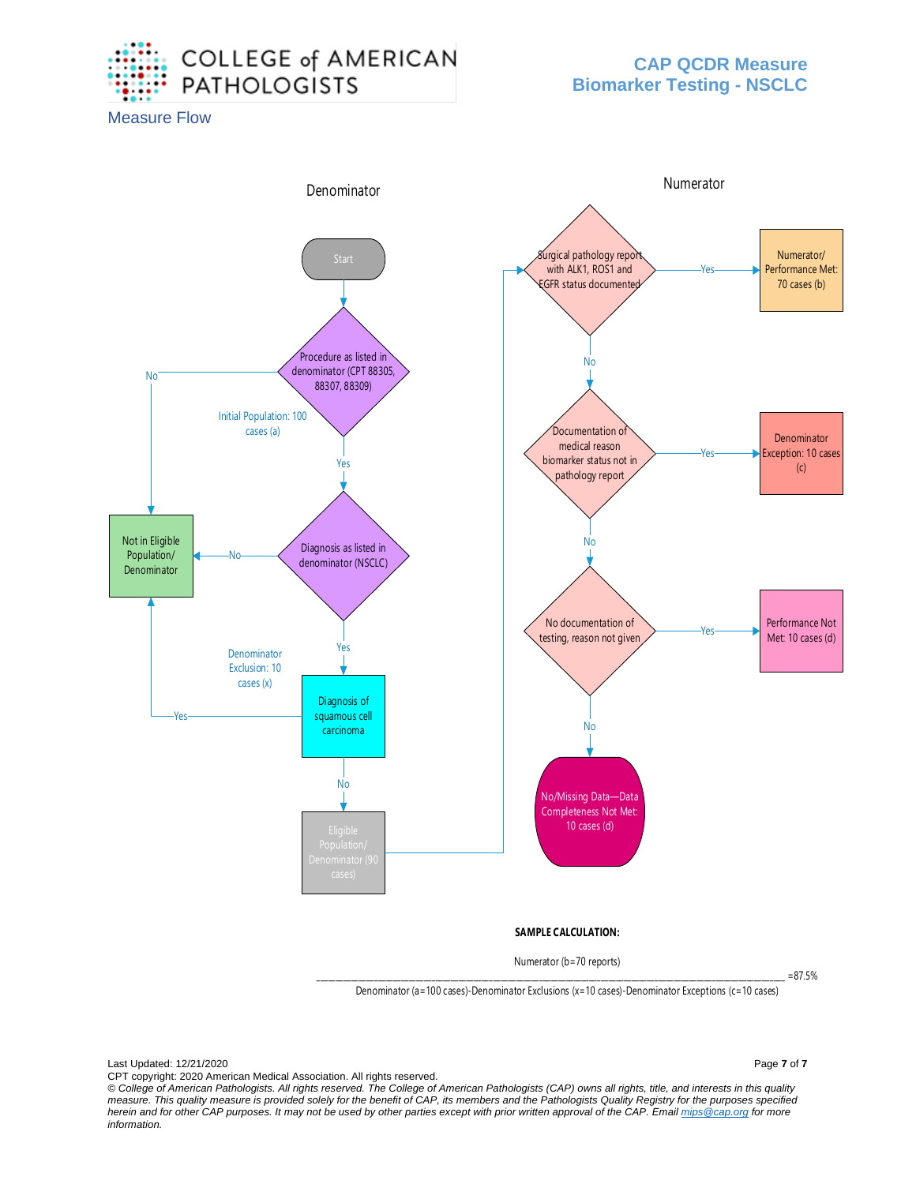# CAP QCDR Measure
# Biomarker Testing - NSCLC

## Measure Flow

Denominator

Numerator

Start

Procedure as listed in denominator (CPT 88305, 88307, 88309)

No

Initial Population: 100 cases (a)

Yes

Diagnosis as listed in denominator (NSCLC)

No

Not in Eligible Population/ Denominator

Yes

Denominator Exclusion: 10 cases (x)

Diagnosis of squamous cell carcinoma

Yes

No

Eligible Population/ Denominator (90 cases)

Surgical pathology report with ALK1, ROS1 and EGFR status documented

Yes

Numerator/ Performance Met: 70 cases (b)

No

Documentation of medical reason biomarker status not in pathology report

Yes

Denominator Exception: 10 cases (c)

No

No documentation of testing, reason not given

Yes

Performance Not Met: 10 cases (d)

No

No/Missing Data—Data Completeness Not Met: 10 cases (d)

**SAMPLE CALCULATION:**

$$\frac{\text{Numerator (b=70 reports)}}{\text{Denominator (a=100 cases)-Denominator Exclusions (x=10 cases)-Denominator Exceptions (c=10 cases)}} = 87.5\%$$

Last Updated: 12/21/2020

CPT copyright: 2020 American Medical Association. All rights reserved.

*© College of American Pathologists. All rights reserved. The College of American Pathologists (CAP) owns all rights, title, and interests in this quality measure. This quality measure is provided solely for the benefit of CAP, its members and the Pathologists Quality Registry for the purposes specified herein and for other CAP purposes. It may not be used by other parties except with prior written approval of the CAP. Email mips@cap.org for more information.*